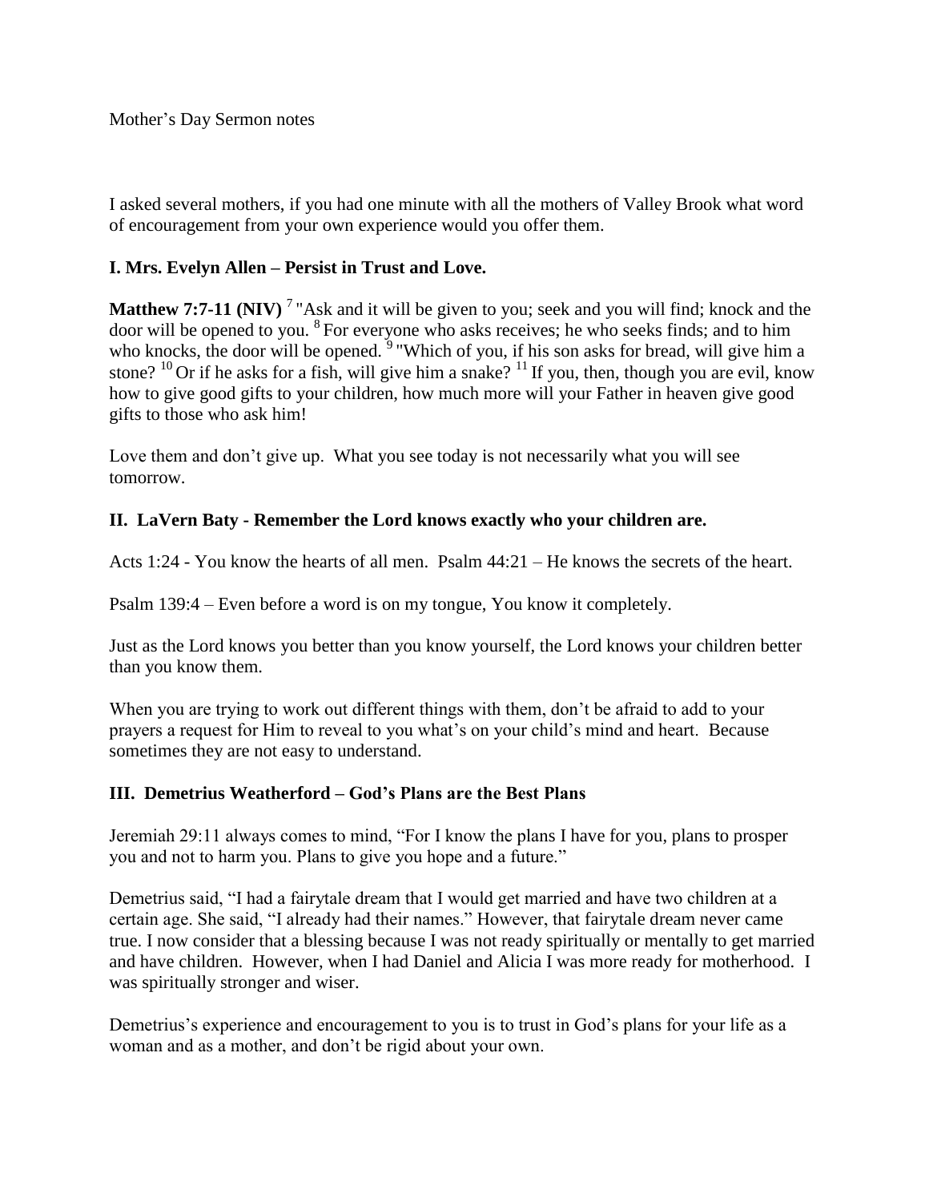Mother's Day Sermon notes

I asked several mothers, if you had one minute with all the mothers of Valley Brook what word of encouragement from your own experience would you offer them.

## I. Mrs. Evelyn Allen – Persist in Trust and Love.

**Matthew 7:7-11 (NIV)** [7] "Ask and it will be given to you; seek and you will find; knock and the door will be opened to you. [8] For everyone who asks receives; he who seeks finds; and to him who knocks, the door will be opened. [9] "Which of you, if his son asks for bread, will give him a stone? [10] Or if he asks for a fish, will give him a snake? [11] If you, then, though you are evil, know how to give good gifts to your children, how much more will your Father in heaven give good gifts to those who ask him!

Love them and don't give up. What you see today is not necessarily what you will see tomorrow.

## II. LaVern Baty - Remember the Lord knows exactly who your children are.

Acts 1:24 - You know the hearts of all men. Psalm 44:21 – He knows the secrets of the heart.

Psalm 139:4 – Even before a word is on my tongue, You know it completely.

Just as the Lord knows you better than you know yourself, the Lord knows your children better than you know them.

When you are trying to work out different things with them, don't be afraid to add to your prayers a request for Him to reveal to you what's on your child's mind and heart. Because sometimes they are not easy to understand.

## III. Demetrius Weatherford – God's Plans are the Best Plans

Jeremiah 29:11 always comes to mind, "For I know the plans I have for you, plans to prosper you and not to harm you. Plans to give you hope and a future."

Demetrius said, "I had a fairytale dream that I would get married and have two children at a certain age. She said, "I already had their names." However, that fairytale dream never came true. I now consider that a blessing because I was not ready spiritually or mentally to get married and have children. However, when I had Daniel and Alicia I was more ready for motherhood. I was spiritually stronger and wiser.

Demetrius's experience and encouragement to you is to trust in God's plans for your life as a woman and as a mother, and don't be rigid about your own.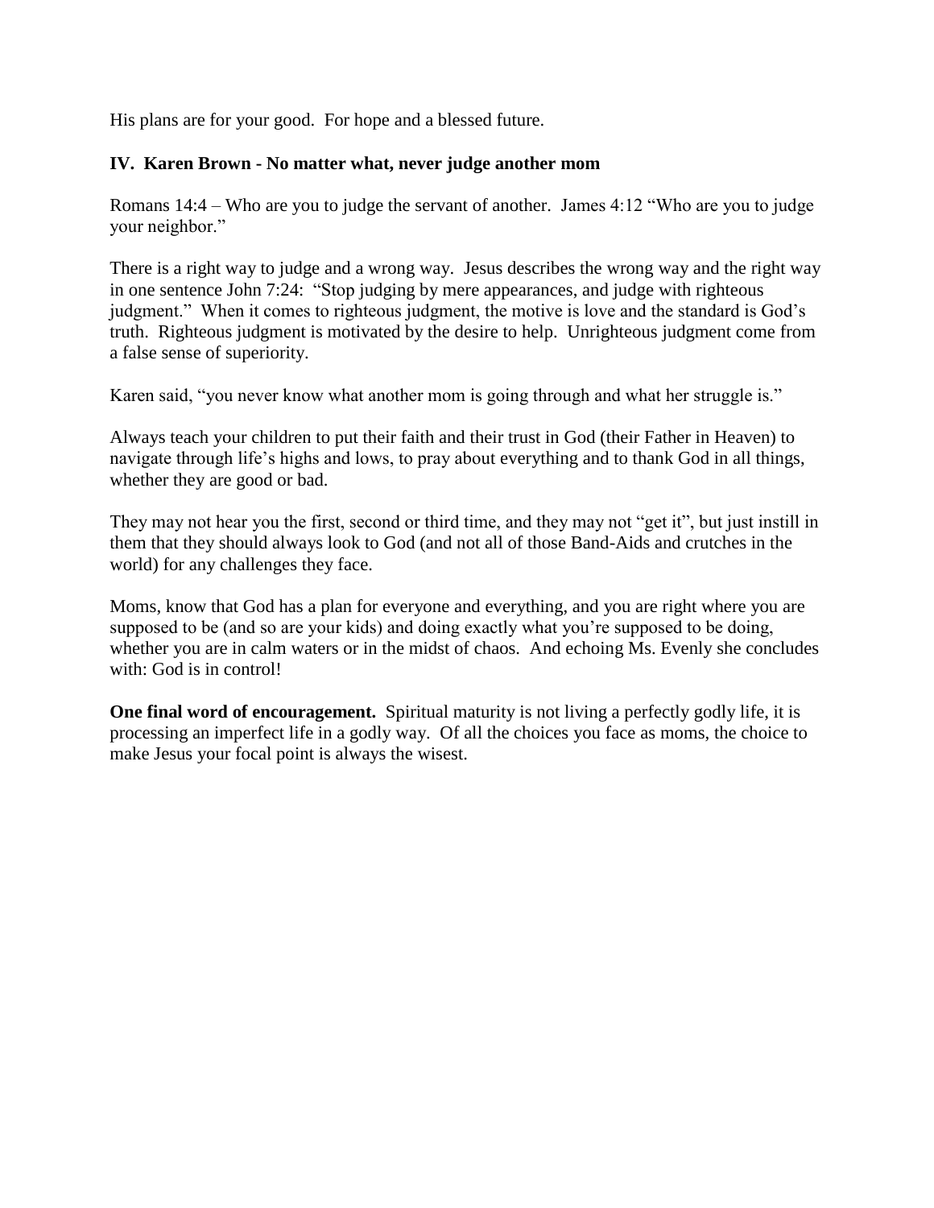His plans are for your good. For hope and a blessed future.

### IV. Karen Brown - No matter what, never judge another mom

Romans 14:4 – Who are you to judge the servant of another. James 4:12 "Who are you to judge your neighbor."

There is a right way to judge and a wrong way. Jesus describes the wrong way and the right way in one sentence John 7:24: "Stop judging by mere appearances, and judge with righteous judgment." When it comes to righteous judgment, the motive is love and the standard is God's truth. Righteous judgment is motivated by the desire to help. Unrighteous judgment come from a false sense of superiority.

Karen said, "you never know what another mom is going through and what her struggle is."

Always teach your children to put their faith and their trust in God (their Father in Heaven) to navigate through life's highs and lows, to pray about everything and to thank God in all things, whether they are good or bad.

They may not hear you the first, second or third time, and they may not "get it", but just instill in them that they should always look to God (and not all of those Band-Aids and crutches in the world) for any challenges they face.

Moms, know that God has a plan for everyone and everything, and you are right where you are supposed to be (and so are your kids) and doing exactly what you're supposed to be doing, whether you are in calm waters or in the midst of chaos. And echoing Ms. Evenly she concludes with: God is in control!

**One final word of encouragement.** Spiritual maturity is not living a perfectly godly life, it is processing an imperfect life in a godly way. Of all the choices you face as moms, the choice to make Jesus your focal point is always the wisest.